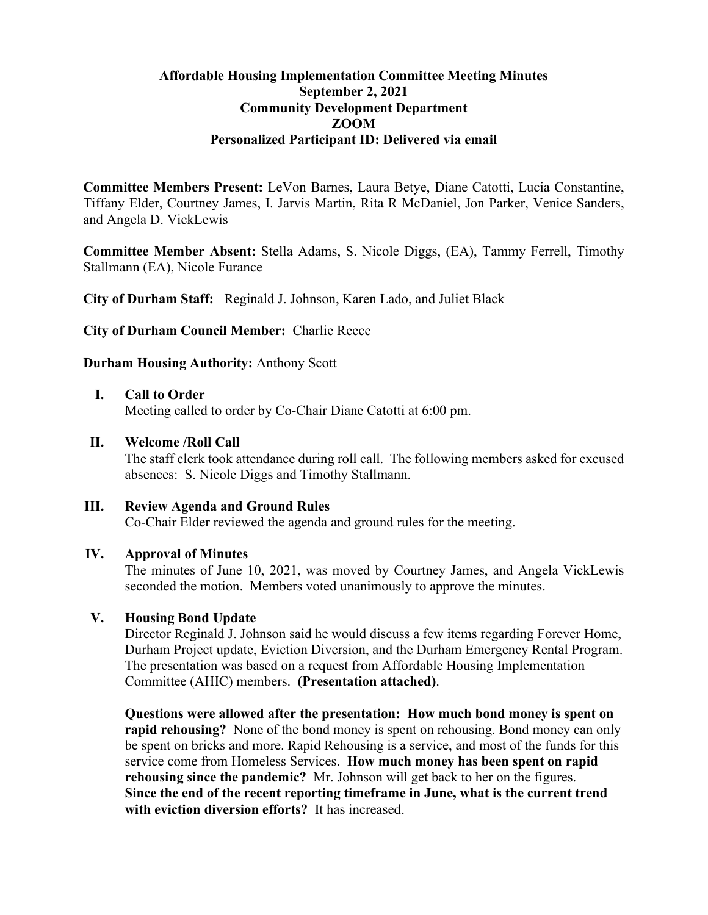**Affordable Housing Implementation Committee Meeting Minutes**
**September 2, 2021**
**Community Development Department**
**ZOOM**
**Personalized Participant ID: Delivered via email**

**Committee Members Present:** LeVon Barnes, Laura Betye, Diane Catotti, Lucia Constantine, Tiffany Elder, Courtney James, I. Jarvis Martin, Rita R McDaniel, Jon Parker, Venice Sanders, and Angela D. VickLewis

**Committee Member Absent:** Stella Adams, S. Nicole Diggs, (EA), Tammy Ferrell, Timothy Stallmann (EA), Nicole Furance

**City of Durham Staff:** Reginald J. Johnson, Karen Lado, and Juliet Black

**City of Durham Council Member:** Charlie Reece

**Durham Housing Authority:** Anthony Scott

**I. Call to Order**

Meeting called to order by Co-Chair Diane Catotti at 6:00 pm.

**II. Welcome /Roll Call**

The staff clerk took attendance during roll call. The following members asked for excused absences: S. Nicole Diggs and Timothy Stallmann.

**III. Review Agenda and Ground Rules**

Co-Chair Elder reviewed the agenda and ground rules for the meeting.

**IV. Approval of Minutes**

The minutes of June 10, 2021, was moved by Courtney James, and Angela VickLewis seconded the motion. Members voted unanimously to approve the minutes.

**V. Housing Bond Update**

Director Reginald J. Johnson said he would discuss a few items regarding Forever Home, Durham Project update, Eviction Diversion, and the Durham Emergency Rental Program. The presentation was based on a request from Affordable Housing Implementation Committee (AHIC) members. **(Presentation attached)**.

**Questions were allowed after the presentation: How much bond money is spent on rapid rehousing?** None of the bond money is spent on rehousing. Bond money can only be spent on bricks and more. Rapid Rehousing is a service, and most of the funds for this service come from Homeless Services. **How much money has been spent on rapid rehousing since the pandemic?** Mr. Johnson will get back to her on the figures. **Since the end of the recent reporting timeframe in June, what is the current trend with eviction diversion efforts?** It has increased.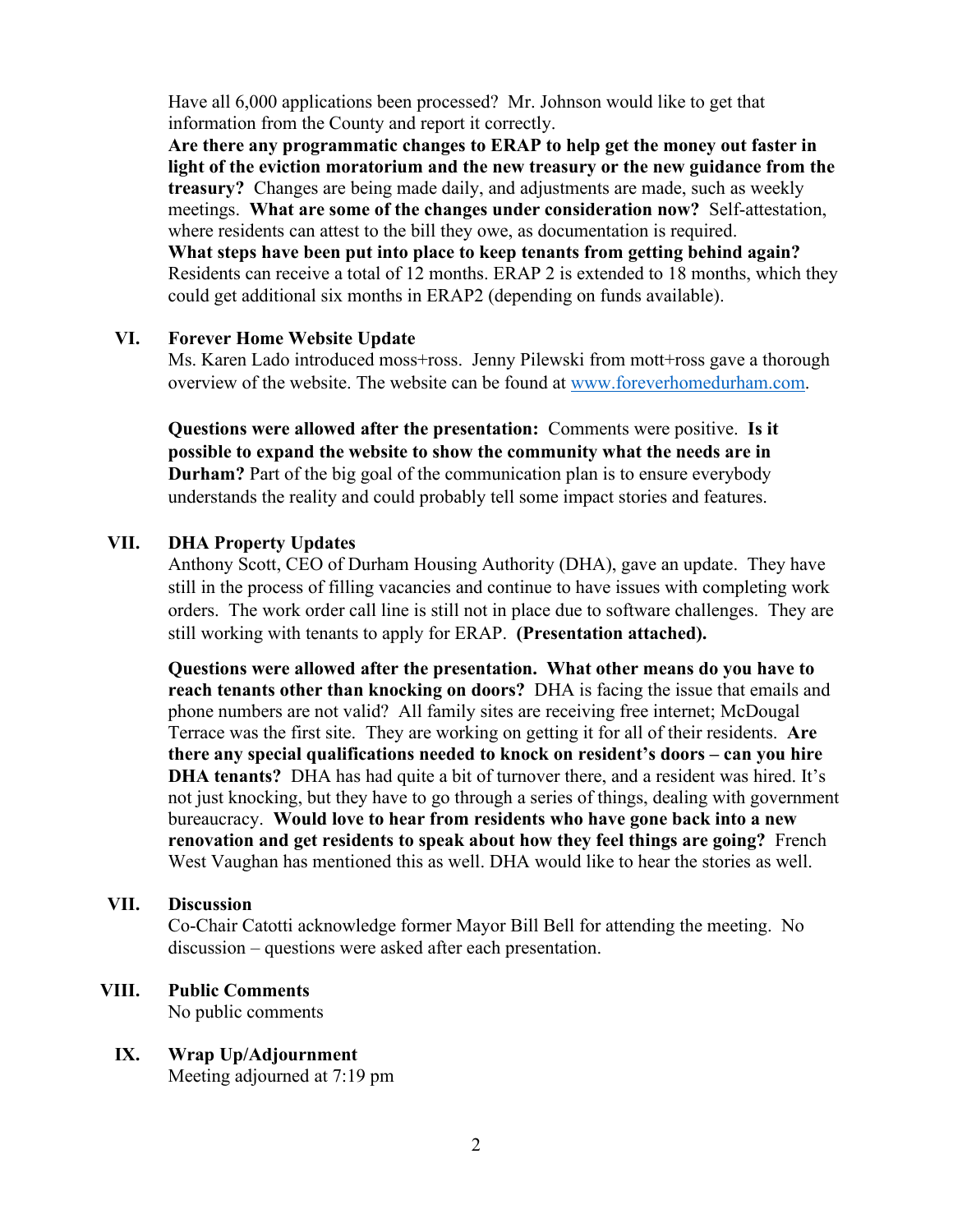Have all 6,000 applications been processed? Mr. Johnson would like to get that information from the County and report it correctly.

**Are there any programmatic changes to ERAP to help get the money out faster in light of the eviction moratorium and the new treasury or the new guidance from the treasury?** Changes are being made daily, and adjustments are made, such as weekly meetings. **What are some of the changes under consideration now?** Self-attestation, where residents can attest to the bill they owe, as documentation is required.

**What steps have been put into place to keep tenants from getting behind again?** Residents can receive a total of 12 months. ERAP 2 is extended to 18 months, which they could get additional six months in ERAP2 (depending on funds available).

## VI. Forever Home Website Update

Ms. Karen Lado introduced moss+ross. Jenny Pilewski from mott+ross gave a thorough overview of the website. The website can be found at [www.foreverhomedurham.com](http://www.foreverhomedurham.com).

**Questions were allowed after the presentation:** Comments were positive. **Is it possible to expand the website to show the community what the needs are in Durham?** Part of the big goal of the communication plan is to ensure everybody understands the reality and could probably tell some impact stories and features.

## VII. DHA Property Updates

Anthony Scott, CEO of Durham Housing Authority (DHA), gave an update. They have still in the process of filling vacancies and continue to have issues with completing work orders. The work order call line is still not in place due to software challenges. They are still working with tenants to apply for ERAP. **(Presentation attached).**

**Questions were allowed after the presentation. What other means do you have to reach tenants other than knocking on doors?** DHA is facing the issue that emails and phone numbers are not valid? All family sites are receiving free internet; McDougal Terrace was the first site. They are working on getting it for all of their residents. **Are there any special qualifications needed to knock on resident's doors – can you hire DHA tenants?** DHA has had quite a bit of turnover there, and a resident was hired. It's not just knocking, but they have to go through a series of things, dealing with government bureaucracy. **Would love to hear from residents who have gone back into a new renovation and get residents to speak about how they feel things are going?** French West Vaughan has mentioned this as well. DHA would like to hear the stories as well.

## VII. Discussion

Co-Chair Catotti acknowledge former Mayor Bill Bell for attending the meeting. No discussion – questions were asked after each presentation.

## VIII. Public Comments

No public comments

## IX. Wrap Up/Adjournment

Meeting adjourned at 7:19 pm